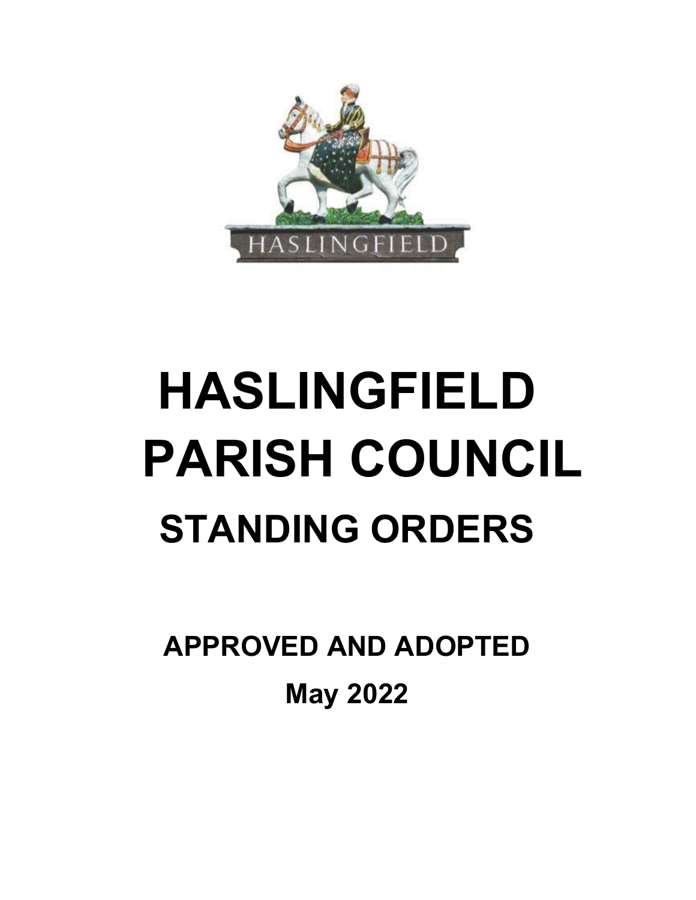# HASLINGFIELD PARISH COUNCIL

## STANDING ORDERS

**APPROVED AND ADOPTED**

**May 2022**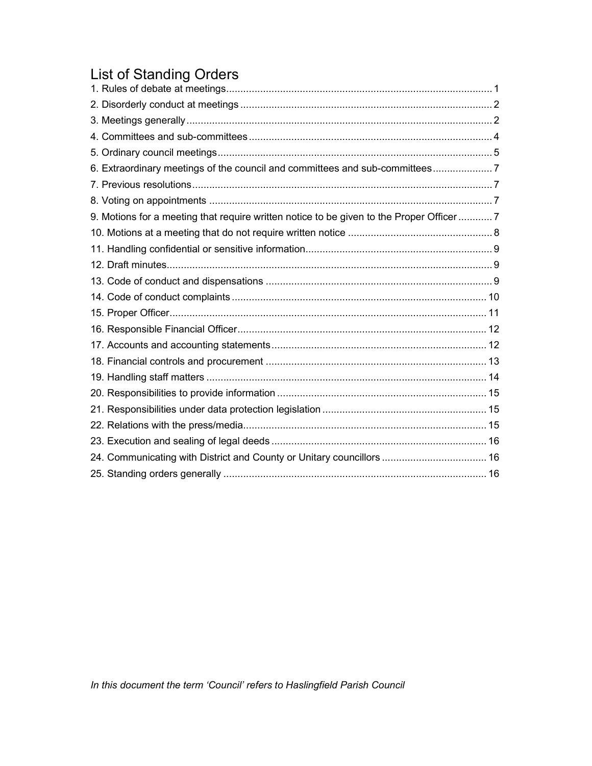# List of Standing Orders

1. Rules of debate at meetings ..... 1
2. Disorderly conduct at meetings ..... 2
3. Meetings generally ..... 2
4. Committees and sub-committees ..... 4
5. Ordinary council meetings ..... 5
6. Extraordinary meetings of the council and committees and sub-committees ..... 7
7. Previous resolutions ..... 7
8. Voting on appointments ..... 7
9. Motions for a meeting that require written notice to be given to the Proper Officer ..... 7
10. Motions at a meeting that do not require written notice ..... 8
11. Handling confidential or sensitive information ..... 9
12. Draft minutes ..... 9
13. Code of conduct and dispensations ..... 9
14. Code of conduct complaints ..... 10
15. Proper Officer ..... 11
16. Responsible Financial Officer ..... 12
17. Accounts and accounting statements ..... 12
18. Financial controls and procurement ..... 13
19. Handling staff matters ..... 14
20. Responsibilities to provide information ..... 15
21. Responsibilities under data protection legislation ..... 15
22. Relations with the press/media ..... 15
23. Execution and sealing of legal deeds ..... 16
24. Communicating with District and County or Unitary councillors ..... 16
25. Standing orders generally ..... 16

*In this document the term 'Council' refers to Haslingfield Parish Council*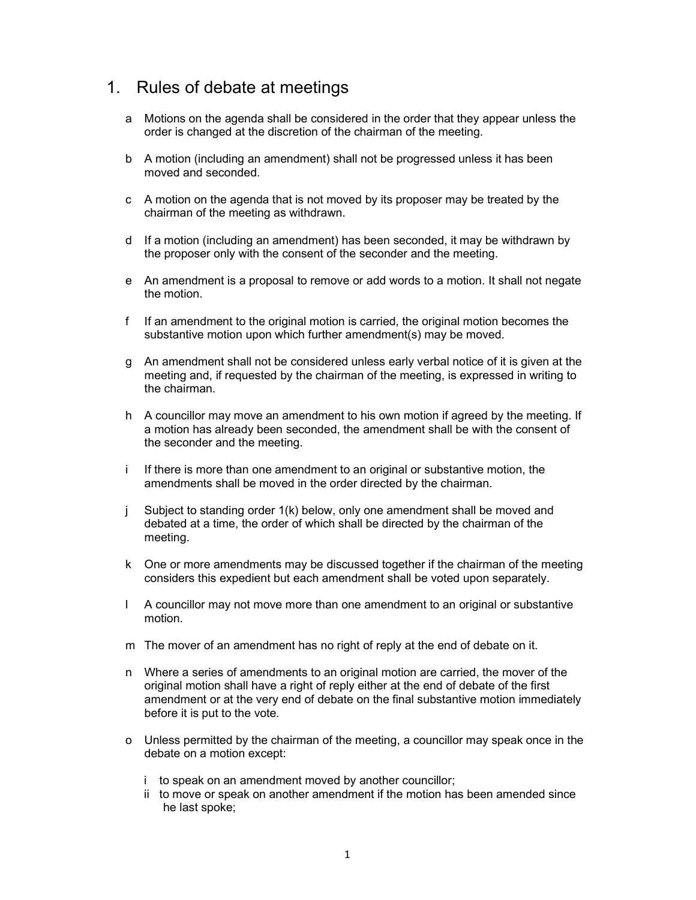# 1. Rules of debate at meetings

a Motions on the agenda shall be considered in the order that they appear unless the order is changed at the discretion of the chairman of the meeting.

b A motion (including an amendment) shall not be progressed unless it has been moved and seconded.

c A motion on the agenda that is not moved by its proposer may be treated by the chairman of the meeting as withdrawn.

d If a motion (including an amendment) has been seconded, it may be withdrawn by the proposer only with the consent of the seconder and the meeting.

e An amendment is a proposal to remove or add words to a motion. It shall not negate the motion.

f If an amendment to the original motion is carried, the original motion becomes the substantive motion upon which further amendment(s) may be moved.

g An amendment shall not be considered unless early verbal notice of it is given at the meeting and, if requested by the chairman of the meeting, is expressed in writing to the chairman.

h A councillor may move an amendment to his own motion if agreed by the meeting. If a motion has already been seconded, the amendment shall be with the consent of the seconder and the meeting.

i If there is more than one amendment to an original or substantive motion, the amendments shall be moved in the order directed by the chairman.

j Subject to standing order 1(k) below, only one amendment shall be moved and debated at a time, the order of which shall be directed by the chairman of the meeting.

k One or more amendments may be discussed together if the chairman of the meeting considers this expedient but each amendment shall be voted upon separately.

l A councillor may not move more than one amendment to an original or substantive motion.

m The mover of an amendment has no right of reply at the end of debate on it.

n Where a series of amendments to an original motion are carried, the mover of the original motion shall have a right of reply either at the end of debate of the first amendment or at the very end of debate on the final substantive motion immediately before it is put to the vote.

o Unless permitted by the chairman of the meeting, a councillor may speak once in the debate on a motion except:

   i to speak on an amendment moved by another councillor;
   ii to move or speak on another amendment if the motion has been amended since he last spoke;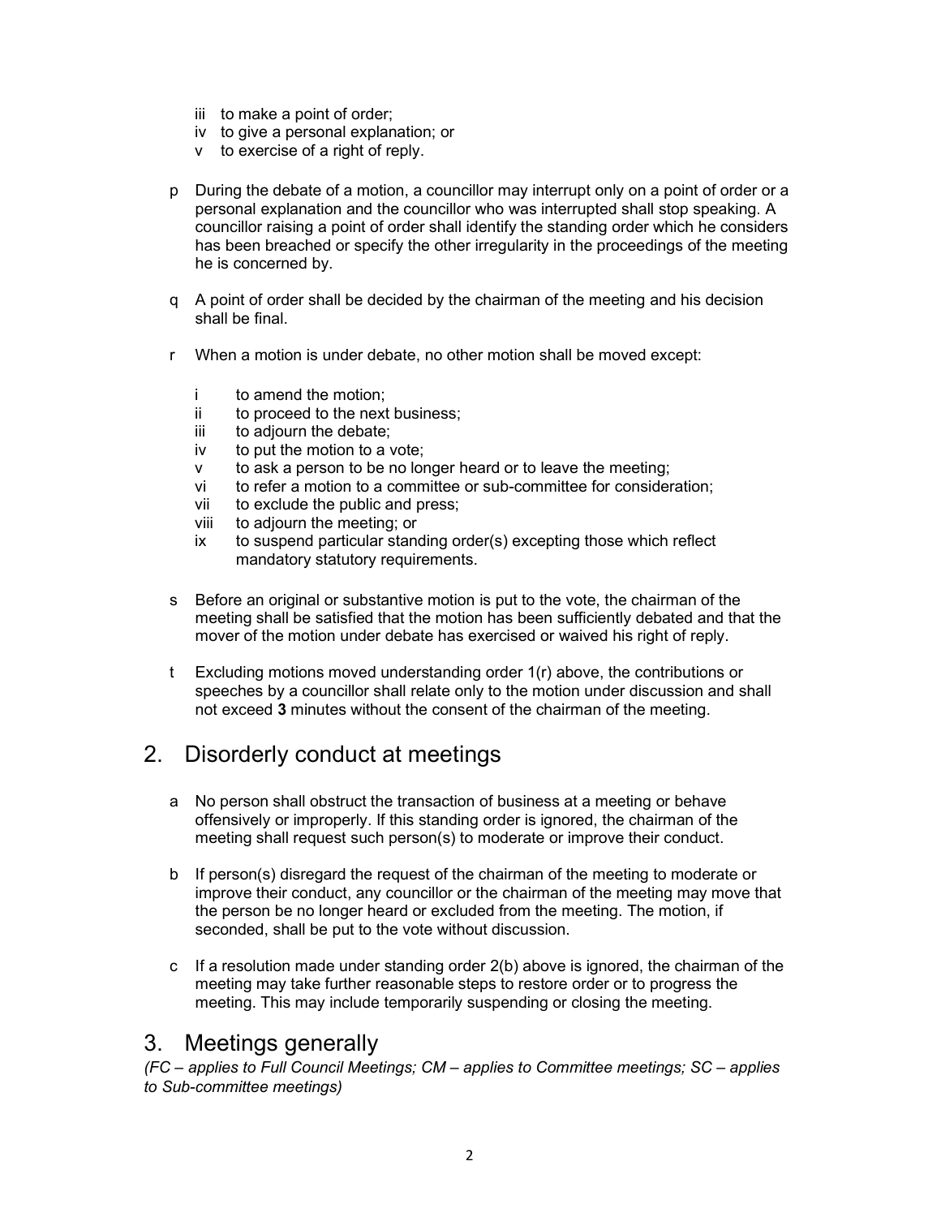iii to make a point of order;
iv to give a personal explanation; or
v to exercise of a right of reply.

p During the debate of a motion, a councillor may interrupt only on a point of order or a personal explanation and the councillor who was interrupted shall stop speaking. A councillor raising a point of order shall identify the standing order which he considers has been breached or specify the other irregularity in the proceedings of the meeting he is concerned by.

q A point of order shall be decided by the chairman of the meeting and his decision shall be final.

r When a motion is under debate, no other motion shall be moved except:

i to amend the motion;
ii to proceed to the next business;
iii to adjourn the debate;
iv to put the motion to a vote;
v to ask a person to be no longer heard or to leave the meeting;
vi to refer a motion to a committee or sub-committee for consideration;
vii to exclude the public and press;
viii to adjourn the meeting; or
ix to suspend particular standing order(s) excepting those which reflect mandatory statutory requirements.

s Before an original or substantive motion is put to the vote, the chairman of the meeting shall be satisfied that the motion has been sufficiently debated and that the mover of the motion under debate has exercised or waived his right of reply.

t Excluding motions moved understanding order 1(r) above, the contributions or speeches by a councillor shall relate only to the motion under discussion and shall not exceed **3** minutes without the consent of the chairman of the meeting.

## 2. Disorderly conduct at meetings

a No person shall obstruct the transaction of business at a meeting or behave offensively or improperly. If this standing order is ignored, the chairman of the meeting shall request such person(s) to moderate or improve their conduct.

b If person(s) disregard the request of the chairman of the meeting to moderate or improve their conduct, any councillor or the chairman of the meeting may move that the person be no longer heard or excluded from the meeting. The motion, if seconded, shall be put to the vote without discussion.

c If a resolution made under standing order 2(b) above is ignored, the chairman of the meeting may take further reasonable steps to restore order or to progress the meeting. This may include temporarily suspending or closing the meeting.

## 3. Meetings generally

*(FC – applies to Full Council Meetings; CM – applies to Committee meetings; SC – applies to Sub-committee meetings)*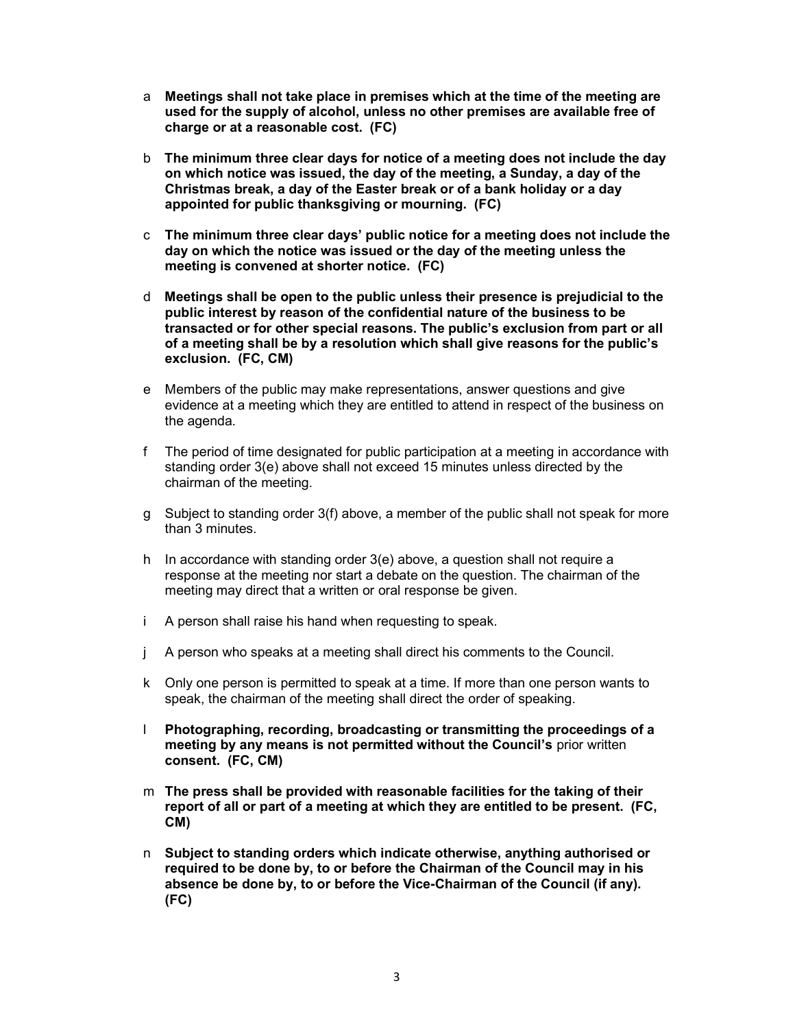a **Meetings shall not take place in premises which at the time of the meeting are used for the supply of alcohol, unless no other premises are available free of charge or at a reasonable cost. (FC)**

b **The minimum three clear days for notice of a meeting does not include the day on which notice was issued, the day of the meeting, a Sunday, a day of the Christmas break, a day of the Easter break or of a bank holiday or a day appointed for public thanksgiving or mourning. (FC)**

c **The minimum three clear days' public notice for a meeting does not include the day on which the notice was issued or the day of the meeting unless the meeting is convened at shorter notice. (FC)**

d **Meetings shall be open to the public unless their presence is prejudicial to the public interest by reason of the confidential nature of the business to be transacted or for other special reasons. The public's exclusion from part or all of a meeting shall be by a resolution which shall give reasons for the public's exclusion. (FC, CM)**

e Members of the public may make representations, answer questions and give evidence at a meeting which they are entitled to attend in respect of the business on the agenda.

f The period of time designated for public participation at a meeting in accordance with standing order 3(e) above shall not exceed 15 minutes unless directed by the chairman of the meeting.

g Subject to standing order 3(f) above, a member of the public shall not speak for more than 3 minutes.

h In accordance with standing order 3(e) above, a question shall not require a response at the meeting nor start a debate on the question. The chairman of the meeting may direct that a written or oral response be given.

i A person shall raise his hand when requesting to speak.

j A person who speaks at a meeting shall direct his comments to the Council.

k Only one person is permitted to speak at a time. If more than one person wants to speak, the chairman of the meeting shall direct the order of speaking.

l **Photographing, recording, broadcasting or transmitting the proceedings of a meeting by any means is not permitted without the Council's** prior written **consent. (FC, CM)**

m **The press shall be provided with reasonable facilities for the taking of their report of all or part of a meeting at which they are entitled to be present. (FC, CM)**

n **Subject to standing orders which indicate otherwise, anything authorised or required to be done by, to or before the Chairman of the Council may in his absence be done by, to or before the Vice-Chairman of the Council (if any). (FC)**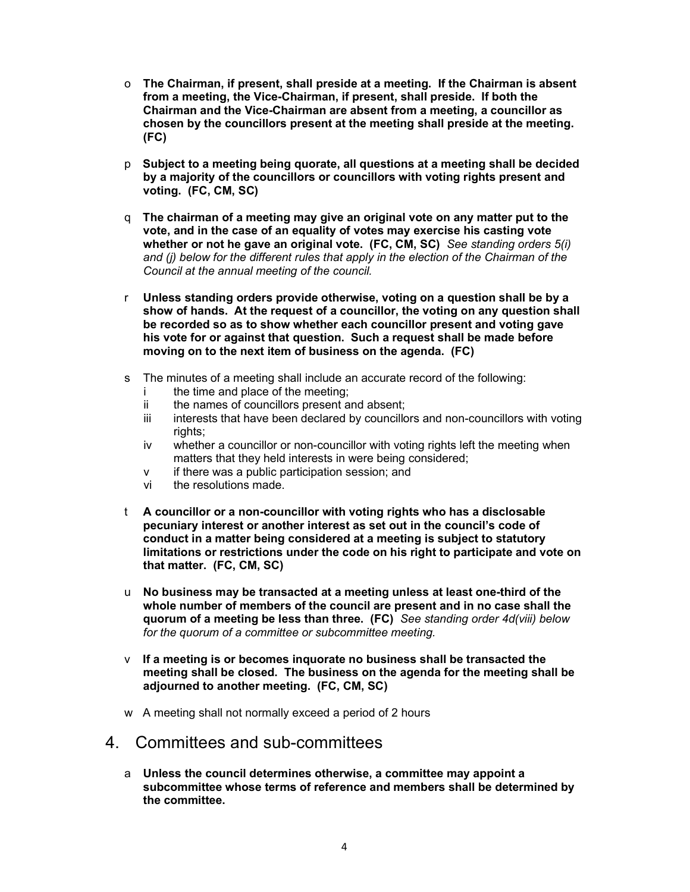o **The Chairman, if present, shall preside at a meeting. If the Chairman is absent from a meeting, the Vice-Chairman, if present, shall preside. If both the Chairman and the Vice-Chairman are absent from a meeting, a councillor as chosen by the councillors present at the meeting shall preside at the meeting. (FC)**

p **Subject to a meeting being quorate, all questions at a meeting shall be decided by a majority of the councillors or councillors with voting rights present and voting. (FC, CM, SC)**

q **The chairman of a meeting may give an original vote on any matter put to the vote, and in the case of an equality of votes may exercise his casting vote whether or not he gave an original vote. (FC, CM, SC)** *See standing orders 5(i) and (j) below for the different rules that apply in the election of the Chairman of the Council at the annual meeting of the council.*

r **Unless standing orders provide otherwise, voting on a question shall be by a show of hands. At the request of a councillor, the voting on any question shall be recorded so as to show whether each councillor present and voting gave his vote for or against that question. Such a request shall be made before moving on to the next item of business on the agenda. (FC)**

s The minutes of a meeting shall include an accurate record of the following:
   - i the time and place of the meeting;
   - ii the names of councillors present and absent;
   - iii interests that have been declared by councillors and non-councillors with voting rights;
   - iv whether a councillor or non-councillor with voting rights left the meeting when matters that they held interests in were being considered;
   - v if there was a public participation session; and
   - vi the resolutions made.

t **A councillor or a non-councillor with voting rights who has a disclosable pecuniary interest or another interest as set out in the council's code of conduct in a matter being considered at a meeting is subject to statutory limitations or restrictions under the code on his right to participate and vote on that matter. (FC, CM, SC)**

u **No business may be transacted at a meeting unless at least one-third of the whole number of members of the council are present and in no case shall the quorum of a meeting be less than three. (FC)** *See standing order 4d(viii) below for the quorum of a committee or subcommittee meeting.*

v **If a meeting is or becomes inquorate no business shall be transacted the meeting shall be closed. The business on the agenda for the meeting shall be adjourned to another meeting. (FC, CM, SC)**

w A meeting shall not normally exceed a period of 2 hours

## 4. Committees and sub-committees

a **Unless the council determines otherwise, a committee may appoint a subcommittee whose terms of reference and members shall be determined by the committee.**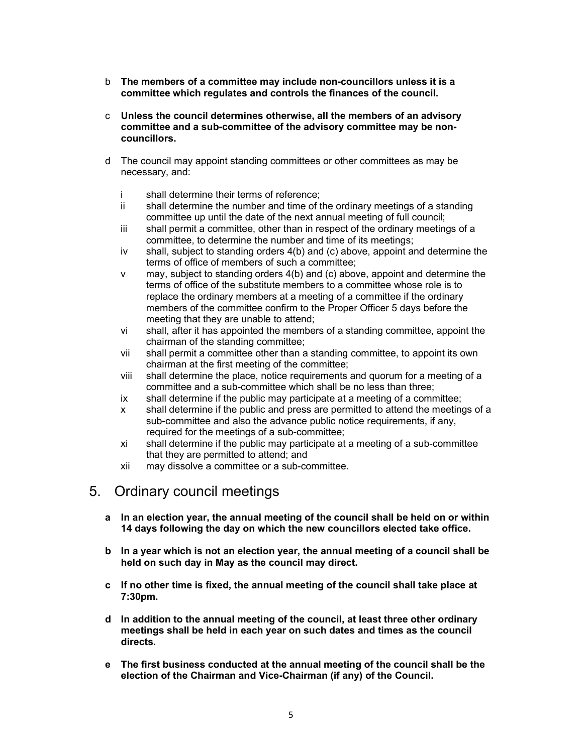b **The members of a committee may include non-councillors unless it is a committee which regulates and controls the finances of the council.**

c **Unless the council determines otherwise, all the members of an advisory committee and a sub-committee of the advisory committee may be non-councillors.**

d The council may appoint standing committees or other committees as may be necessary, and:

- i shall determine their terms of reference;
- ii shall determine the number and time of the ordinary meetings of a standing committee up until the date of the next annual meeting of full council;
- iii shall permit a committee, other than in respect of the ordinary meetings of a committee, to determine the number and time of its meetings;
- iv shall, subject to standing orders 4(b) and (c) above, appoint and determine the terms of office of members of such a committee;
- v may, subject to standing orders 4(b) and (c) above, appoint and determine the terms of office of the substitute members to a committee whose role is to replace the ordinary members at a meeting of a committee if the ordinary members of the committee confirm to the Proper Officer 5 days before the meeting that they are unable to attend;
- vi shall, after it has appointed the members of a standing committee, appoint the chairman of the standing committee;
- vii shall permit a committee other than a standing committee, to appoint its own chairman at the first meeting of the committee;
- viii shall determine the place, notice requirements and quorum for a meeting of a committee and a sub-committee which shall be no less than three;
- ix shall determine if the public may participate at a meeting of a committee;
- x shall determine if the public and press are permitted to attend the meetings of a sub-committee and also the advance public notice requirements, if any, required for the meetings of a sub-committee;
- xi shall determine if the public may participate at a meeting of a sub-committee that they are permitted to attend; and
- xii may dissolve a committee or a sub-committee.

## 5. Ordinary council meetings

**a In an election year, the annual meeting of the council shall be held on or within 14 days following the day on which the new councillors elected take office.**

**b In a year which is not an election year, the annual meeting of a council shall be held on such day in May as the council may direct.**

**c If no other time is fixed, the annual meeting of the council shall take place at 7:30pm.**

**d In addition to the annual meeting of the council, at least three other ordinary meetings shall be held in each year on such dates and times as the council directs.**

**e The first business conducted at the annual meeting of the council shall be the election of the Chairman and Vice-Chairman (if any) of the Council.**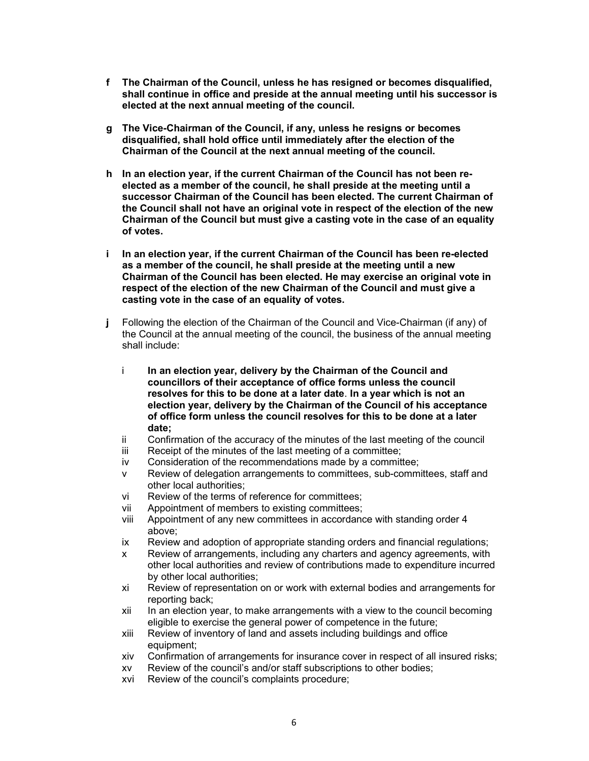f **The Chairman of the Council, unless he has resigned or becomes disqualified, shall continue in office and preside at the annual meeting until his successor is elected at the next annual meeting of the council.**

g **The Vice-Chairman of the Council, if any, unless he resigns or becomes disqualified, shall hold office until immediately after the election of the Chairman of the Council at the next annual meeting of the council.**

h **In an election year, if the current Chairman of the Council has not been re-elected as a member of the council, he shall preside at the meeting until a successor Chairman of the Council has been elected. The current Chairman of the Council shall not have an original vote in respect of the election of the new Chairman of the Council but must give a casting vote in the case of an equality of votes.**

i **In an election year, if the current Chairman of the Council has been re-elected as a member of the council, he shall preside at the meeting until a new Chairman of the Council has been elected. He may exercise an original vote in respect of the election of the new Chairman of the Council and must give a casting vote in the case of an equality of votes.**

**j** Following the election of the Chairman of the Council and Vice-Chairman (if any) of the Council at the annual meeting of the council, the business of the annual meeting shall include:

- i **In an election year, delivery by the Chairman of the Council and councillors of their acceptance of office forms unless the council resolves for this to be done at a later date**. **In a year which is not an election year, delivery by the Chairman of the Council of his acceptance of office form unless the council resolves for this to be done at a later date;**
- ii Confirmation of the accuracy of the minutes of the last meeting of the council
- iii Receipt of the minutes of the last meeting of a committee;
- iv Consideration of the recommendations made by a committee;
- v Review of delegation arrangements to committees, sub-committees, staff and other local authorities;
- vi Review of the terms of reference for committees;
- vii Appointment of members to existing committees;
- viii Appointment of any new committees in accordance with standing order 4 above;
- ix Review and adoption of appropriate standing orders and financial regulations;
- x Review of arrangements, including any charters and agency agreements, with other local authorities and review of contributions made to expenditure incurred by other local authorities;
- xi Review of representation on or work with external bodies and arrangements for reporting back;
- xii In an election year, to make arrangements with a view to the council becoming eligible to exercise the general power of competence in the future;
- xiii Review of inventory of land and assets including buildings and office equipment;
- xiv Confirmation of arrangements for insurance cover in respect of all insured risks;
- xv Review of the council's and/or staff subscriptions to other bodies;
- xvi Review of the council's complaints procedure;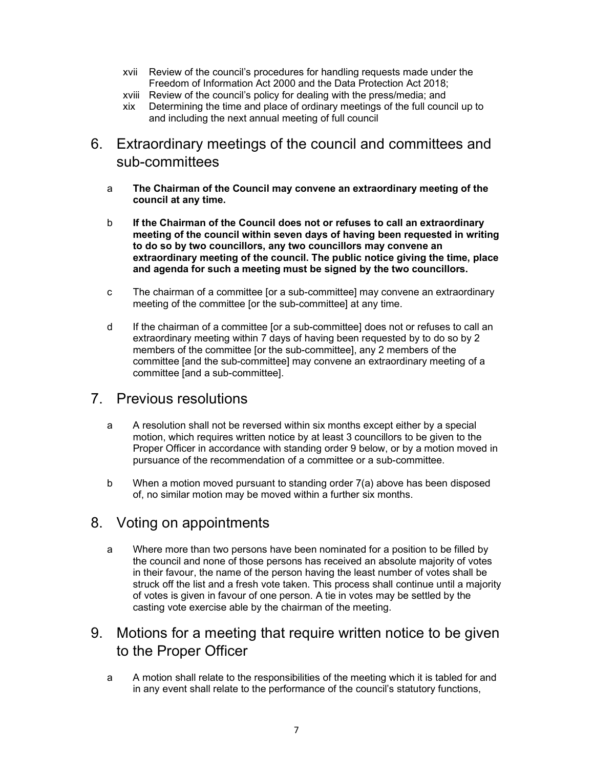xvii Review of the council's procedures for handling requests made under the Freedom of Information Act 2000 and the Data Protection Act 2018;

xviii Review of the council's policy for dealing with the press/media; and

xix Determining the time and place of ordinary meetings of the full council up to and including the next annual meeting of full council

## 6. Extraordinary meetings of the council and committees and sub-committees

a **The Chairman of the Council may convene an extraordinary meeting of the council at any time.**

b **If the Chairman of the Council does not or refuses to call an extraordinary meeting of the council within seven days of having been requested in writing to do so by two councillors, any two councillors may convene an extraordinary meeting of the council. The public notice giving the time, place and agenda for such a meeting must be signed by the two councillors.**

c The chairman of a committee [or a sub-committee] may convene an extraordinary meeting of the committee [or the sub-committee] at any time.

d If the chairman of a committee [or a sub-committee] does not or refuses to call an extraordinary meeting within 7 days of having been requested by to do so by 2 members of the committee [or the sub-committee], any 2 members of the committee [and the sub-committee] may convene an extraordinary meeting of a committee [and a sub-committee].

## 7. Previous resolutions

a A resolution shall not be reversed within six months except either by a special motion, which requires written notice by at least 3 councillors to be given to the Proper Officer in accordance with standing order 9 below, or by a motion moved in pursuance of the recommendation of a committee or a sub-committee.

b When a motion moved pursuant to standing order 7(a) above has been disposed of, no similar motion may be moved within a further six months.

## 8. Voting on appointments

a Where more than two persons have been nominated for a position to be filled by the council and none of those persons has received an absolute majority of votes in their favour, the name of the person having the least number of votes shall be struck off the list and a fresh vote taken. This process shall continue until a majority of votes is given in favour of one person. A tie in votes may be settled by the casting vote exercise able by the chairman of the meeting.

## 9. Motions for a meeting that require written notice to be given to the Proper Officer

a A motion shall relate to the responsibilities of the meeting which it is tabled for and in any event shall relate to the performance of the council's statutory functions,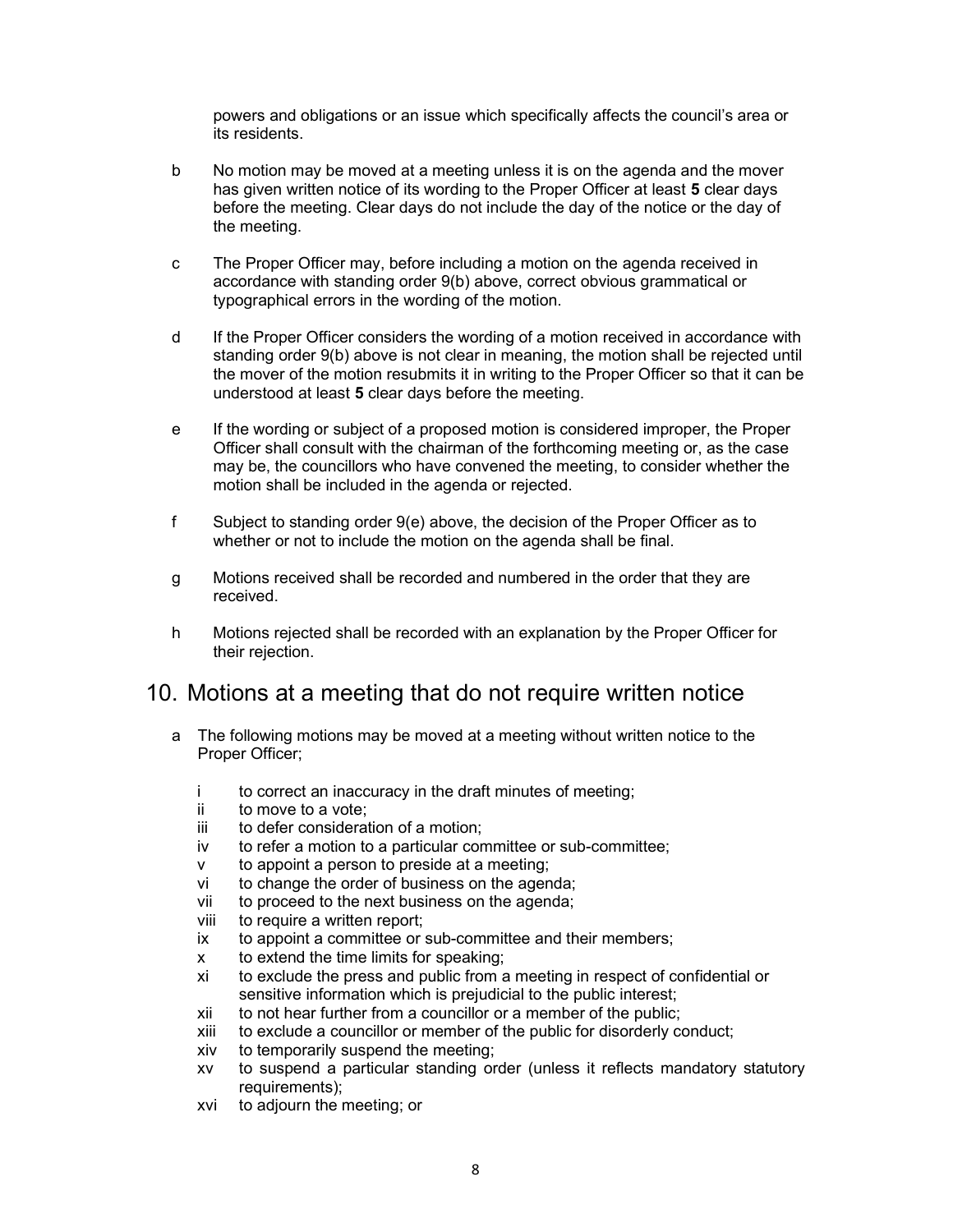powers and obligations or an issue which specifically affects the council's area or its residents.

b No motion may be moved at a meeting unless it is on the agenda and the mover has given written notice of its wording to the Proper Officer at least **5** clear days before the meeting. Clear days do not include the day of the notice or the day of the meeting.

c The Proper Officer may, before including a motion on the agenda received in accordance with standing order 9(b) above, correct obvious grammatical or typographical errors in the wording of the motion.

d If the Proper Officer considers the wording of a motion received in accordance with standing order 9(b) above is not clear in meaning, the motion shall be rejected until the mover of the motion resubmits it in writing to the Proper Officer so that it can be understood at least **5** clear days before the meeting.

e If the wording or subject of a proposed motion is considered improper, the Proper Officer shall consult with the chairman of the forthcoming meeting or, as the case may be, the councillors who have convened the meeting, to consider whether the motion shall be included in the agenda or rejected.

f Subject to standing order 9(e) above, the decision of the Proper Officer as to whether or not to include the motion on the agenda shall be final.

g Motions received shall be recorded and numbered in the order that they are received.

h Motions rejected shall be recorded with an explanation by the Proper Officer for their rejection.

## 10. Motions at a meeting that do not require written notice

a The following motions may be moved at a meeting without written notice to the Proper Officer;

i to correct an inaccuracy in the draft minutes of meeting;
ii to move to a vote;
iii to defer consideration of a motion;
iv to refer a motion to a particular committee or sub-committee;
v to appoint a person to preside at a meeting;
vi to change the order of business on the agenda;
vii to proceed to the next business on the agenda;
viii to require a written report;
ix to appoint a committee or sub-committee and their members;
x to extend the time limits for speaking;
xi to exclude the press and public from a meeting in respect of confidential or sensitive information which is prejudicial to the public interest;
xii to not hear further from a councillor or a member of the public;
xiii to exclude a councillor or member of the public for disorderly conduct;
xiv to temporarily suspend the meeting;
xv to suspend a particular standing order (unless it reflects mandatory statutory requirements);
xvi to adjourn the meeting; or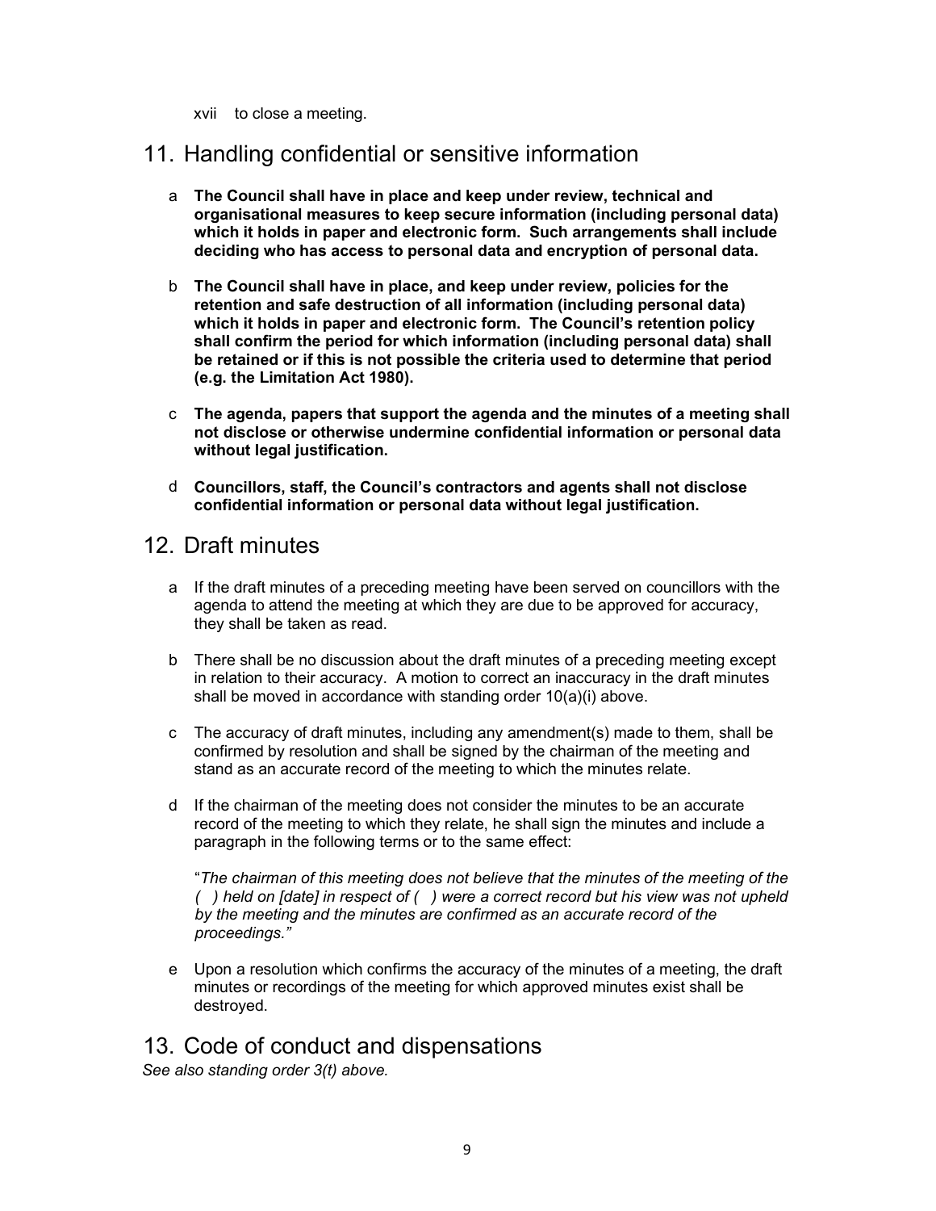xvii to close a meeting.

## 11. Handling confidential or sensitive information

a **The Council shall have in place and keep under review, technical and organisational measures to keep secure information (including personal data) which it holds in paper and electronic form. Such arrangements shall include deciding who has access to personal data and encryption of personal data.**

b **The Council shall have in place, and keep under review, policies for the retention and safe destruction of all information (including personal data) which it holds in paper and electronic form. The Council's retention policy shall confirm the period for which information (including personal data) shall be retained or if this is not possible the criteria used to determine that period (e.g. the Limitation Act 1980).**

c **The agenda, papers that support the agenda and the minutes of a meeting shall not disclose or otherwise undermine confidential information or personal data without legal justification.**

d **Councillors, staff, the Council's contractors and agents shall not disclose confidential information or personal data without legal justification.**

## 12. Draft minutes

a If the draft minutes of a preceding meeting have been served on councillors with the agenda to attend the meeting at which they are due to be approved for accuracy, they shall be taken as read.

b There shall be no discussion about the draft minutes of a preceding meeting except in relation to their accuracy. A motion to correct an inaccuracy in the draft minutes shall be moved in accordance with standing order 10(a)(i) above.

c The accuracy of draft minutes, including any amendment(s) made to them, shall be confirmed by resolution and shall be signed by the chairman of the meeting and stand as an accurate record of the meeting to which the minutes relate.

d If the chairman of the meeting does not consider the minutes to be an accurate record of the meeting to which they relate, he shall sign the minutes and include a paragraph in the following terms or to the same effect:

"*The chairman of this meeting does not believe that the minutes of the meeting of the ( ) held on [date] in respect of ( ) were a correct record but his view was not upheld by the meeting and the minutes are confirmed as an accurate record of the proceedings.*"

e Upon a resolution which confirms the accuracy of the minutes of a meeting, the draft minutes or recordings of the meeting for which approved minutes exist shall be destroyed.

## 13. Code of conduct and dispensations

*See also standing order 3(t) above.*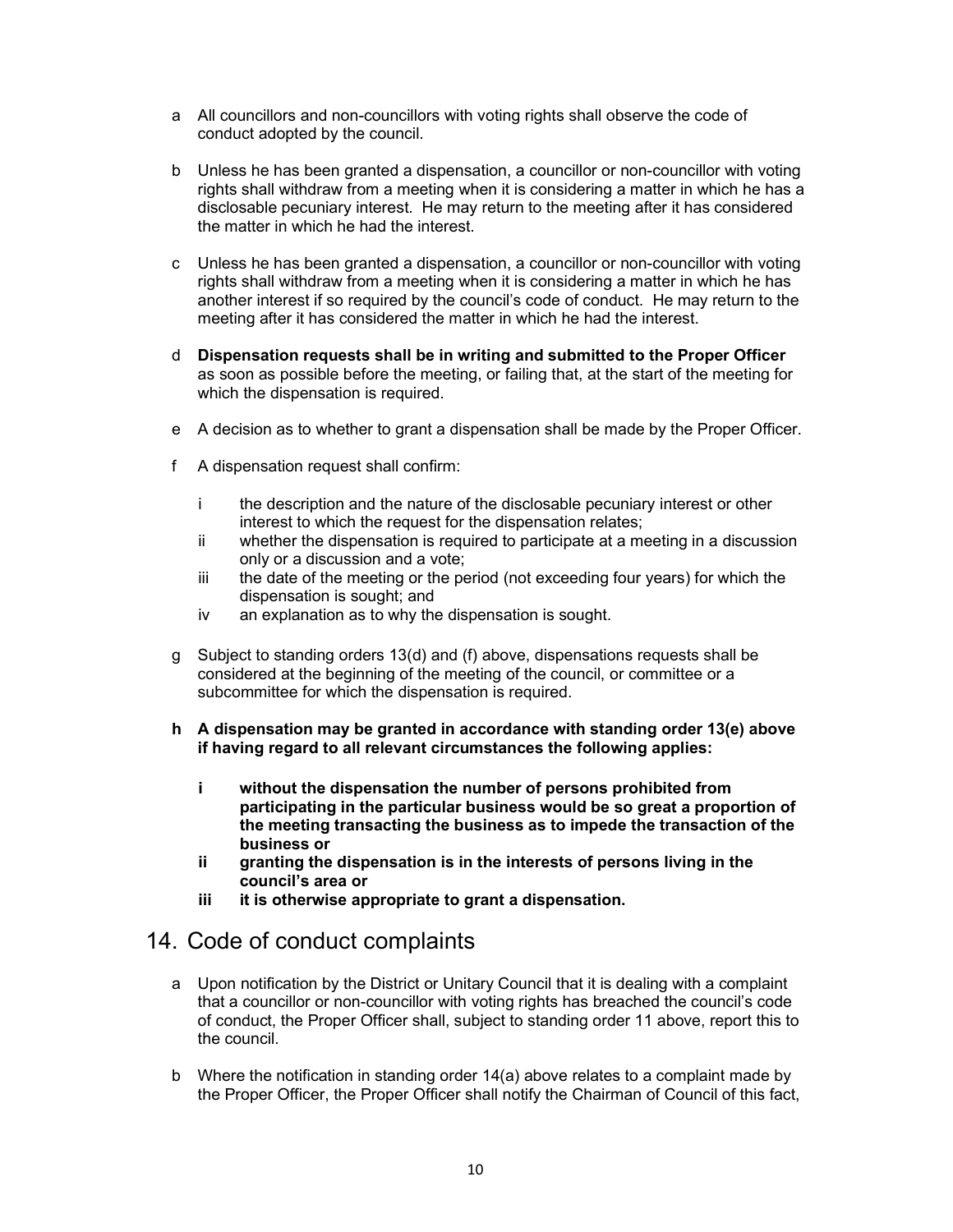a All councillors and non-councillors with voting rights shall observe the code of conduct adopted by the council.

b Unless he has been granted a dispensation, a councillor or non-councillor with voting rights shall withdraw from a meeting when it is considering a matter in which he has a disclosable pecuniary interest. He may return to the meeting after it has considered the matter in which he had the interest.

c Unless he has been granted a dispensation, a councillor or non-councillor with voting rights shall withdraw from a meeting when it is considering a matter in which he has another interest if so required by the council's code of conduct. He may return to the meeting after it has considered the matter in which he had the interest.

d **Dispensation requests shall be in writing and submitted to the Proper Officer** as soon as possible before the meeting, or failing that, at the start of the meeting for which the dispensation is required.

e A decision as to whether to grant a dispensation shall be made by the Proper Officer.

f A dispensation request shall confirm:

  i the description and the nature of the disclosable pecuniary interest or other interest to which the request for the dispensation relates;
  ii whether the dispensation is required to participate at a meeting in a discussion only or a discussion and a vote;
  iii the date of the meeting or the period (not exceeding four years) for which the dispensation is sought; and
  iv an explanation as to why the dispensation is sought.

g Subject to standing orders 13(d) and (f) above, dispensations requests shall be considered at the beginning of the meeting of the council, or committee or a subcommittee for which the dispensation is required.

**h A dispensation may be granted in accordance with standing order 13(e) above if having regard to all relevant circumstances the following applies:**

  **i without the dispensation the number of persons prohibited from participating in the particular business would be so great a proportion of the meeting transacting the business as to impede the transaction of the business or**
  **ii granting the dispensation is in the interests of persons living in the council's area or**
  **iii it is otherwise appropriate to grant a dispensation.**

## 14. Code of conduct complaints

a Upon notification by the District or Unitary Council that it is dealing with a complaint that a councillor or non-councillor with voting rights has breached the council's code of conduct, the Proper Officer shall, subject to standing order 11 above, report this to the council.

b Where the notification in standing order 14(a) above relates to a complaint made by the Proper Officer, the Proper Officer shall notify the Chairman of Council of this fact,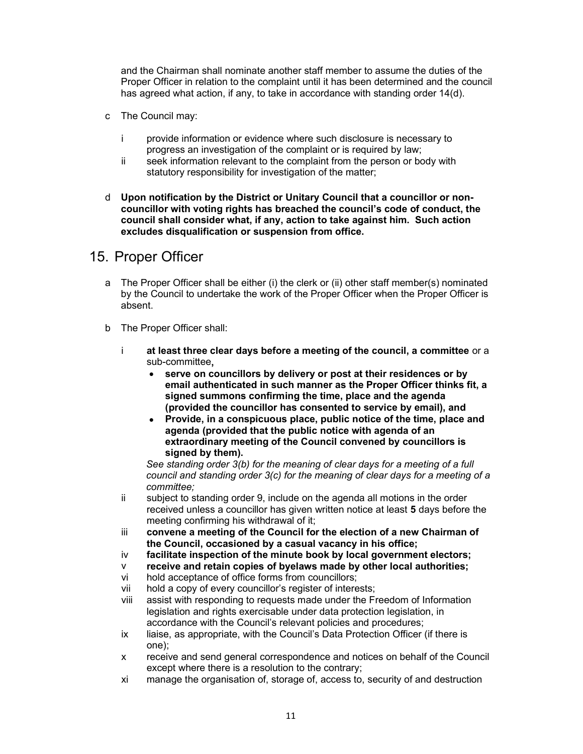and the Chairman shall nominate another staff member to assume the duties of the Proper Officer in relation to the complaint until it has been determined and the council has agreed what action, if any, to take in accordance with standing order 14(d).

c The Council may:

  i provide information or evidence where such disclosure is necessary to progress an investigation of the complaint or is required by law;
  ii seek information relevant to the complaint from the person or body with statutory responsibility for investigation of the matter;

d **Upon notification by the District or Unitary Council that a councillor or non-councillor with voting rights has breached the council's code of conduct, the council shall consider what, if any, action to take against him. Such action excludes disqualification or suspension from office.**

## 15. Proper Officer

a The Proper Officer shall be either (i) the clerk or (ii) other staff member(s) nominated by the Council to undertake the work of the Proper Officer when the Proper Officer is absent.

b The Proper Officer shall:

  i **at least three clear days before a meeting of the council, a committee** or a sub-committee**,**
    - **serve on councillors by delivery or post at their residences or by email authenticated in such manner as the Proper Officer thinks fit, a signed summons confirming the time, place and the agenda (provided the councillor has consented to service by email), and**
    - **Provide, in a conspicuous place, public notice of the time, place and agenda (provided that the public notice with agenda of an extraordinary meeting of the Council convened by councillors is signed by them).**

    *See standing order 3(b) for the meaning of clear days for a meeting of a full council and standing order 3(c) for the meaning of clear days for a meeting of a committee;*
  ii subject to standing order 9, include on the agenda all motions in the order received unless a councillor has given written notice at least **5** days before the meeting confirming his withdrawal of it;
  iii **convene a meeting of the Council for the election of a new Chairman of the Council, occasioned by a casual vacancy in his office;**
  iv **facilitate inspection of the minute book by local government electors;**
  v **receive and retain copies of byelaws made by other local authorities;**
  vi hold acceptance of office forms from councillors;
  vii hold a copy of every councillor's register of interests;
  viii assist with responding to requests made under the Freedom of Information legislation and rights exercisable under data protection legislation, in accordance with the Council's relevant policies and procedures;
  ix liaise, as appropriate, with the Council's Data Protection Officer (if there is one);
  x receive and send general correspondence and notices on behalf of the Council except where there is a resolution to the contrary;
  xi manage the organisation of, storage of, access to, security of and destruction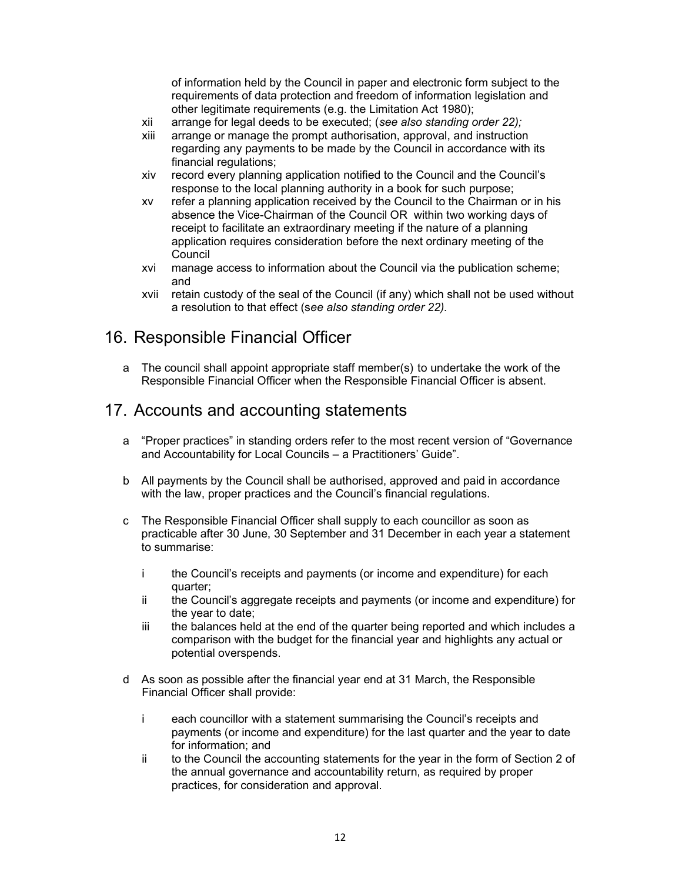of information held by the Council in paper and electronic form subject to the requirements of data protection and freedom of information legislation and other legitimate requirements (e.g. the Limitation Act 1980);

xii arrange for legal deeds to be executed; (*see also standing order 22);*

xiii arrange or manage the prompt authorisation, approval, and instruction regarding any payments to be made by the Council in accordance with its financial regulations;

xiv record every planning application notified to the Council and the Council's response to the local planning authority in a book for such purpose;

xv refer a planning application received by the Council to the Chairman or in his absence the Vice-Chairman of the Council OR within two working days of receipt to facilitate an extraordinary meeting if the nature of a planning application requires consideration before the next ordinary meeting of the Council

xvi manage access to information about the Council via the publication scheme; and

xvii retain custody of the seal of the Council (if any) which shall not be used without a resolution to that effect (s*ee also standing order 22).*

## 16. Responsible Financial Officer

a The council shall appoint appropriate staff member(s) to undertake the work of the Responsible Financial Officer when the Responsible Financial Officer is absent.

## 17. Accounts and accounting statements

a "Proper practices" in standing orders refer to the most recent version of "Governance and Accountability for Local Councils – a Practitioners' Guide".

b All payments by the Council shall be authorised, approved and paid in accordance with the law, proper practices and the Council's financial regulations.

c The Responsible Financial Officer shall supply to each councillor as soon as practicable after 30 June, 30 September and 31 December in each year a statement to summarise:

i the Council's receipts and payments (or income and expenditure) for each quarter;

ii the Council's aggregate receipts and payments (or income and expenditure) for the year to date;

iii the balances held at the end of the quarter being reported and which includes a comparison with the budget for the financial year and highlights any actual or potential overspends.

d As soon as possible after the financial year end at 31 March, the Responsible Financial Officer shall provide:

i each councillor with a statement summarising the Council's receipts and payments (or income and expenditure) for the last quarter and the year to date for information; and

ii to the Council the accounting statements for the year in the form of Section 2 of the annual governance and accountability return, as required by proper practices, for consideration and approval.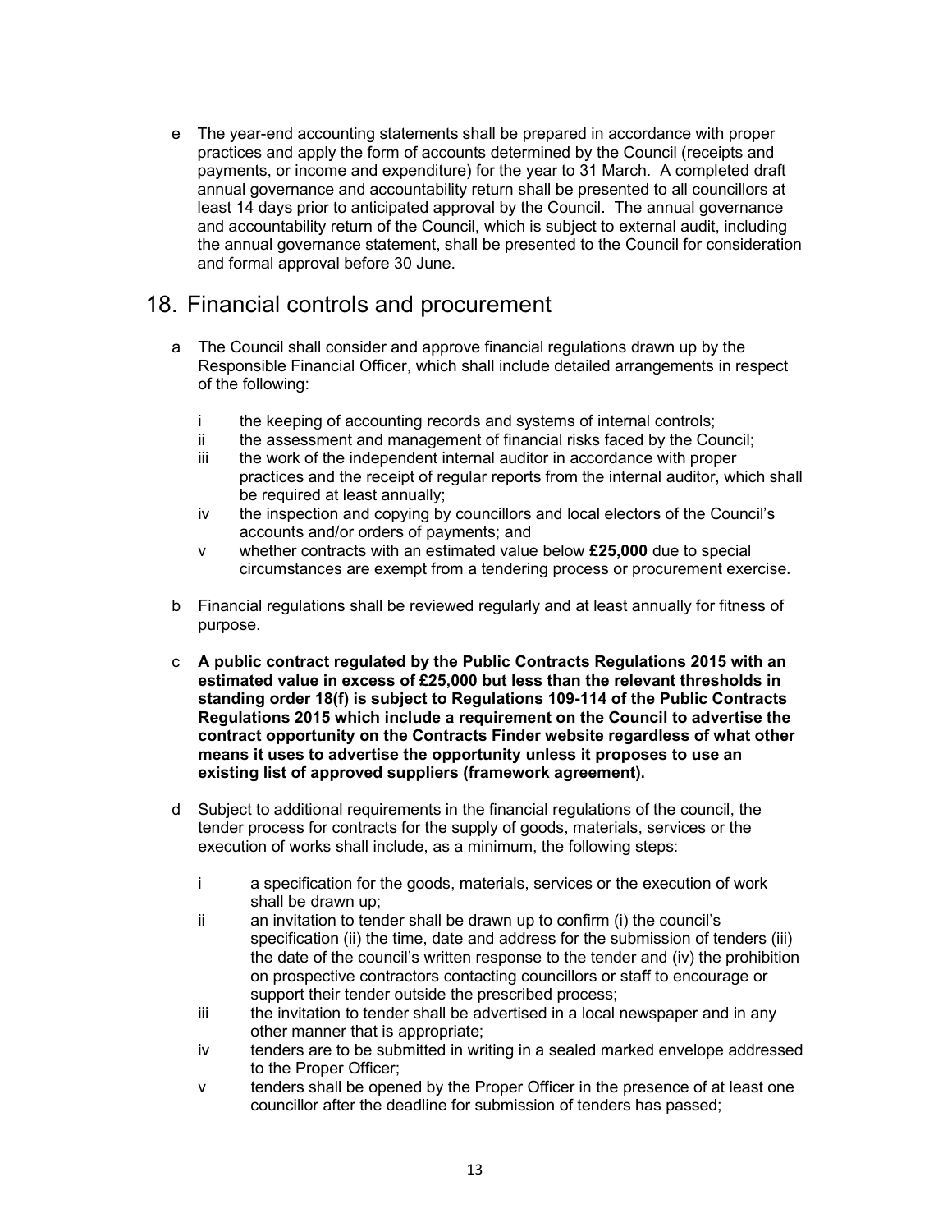e The year-end accounting statements shall be prepared in accordance with proper practices and apply the form of accounts determined by the Council (receipts and payments, or income and expenditure) for the year to 31 March. A completed draft annual governance and accountability return shall be presented to all councillors at least 14 days prior to anticipated approval by the Council. The annual governance and accountability return of the Council, which is subject to external audit, including the annual governance statement, shall be presented to the Council for consideration and formal approval before 30 June.

## 18. Financial controls and procurement

a The Council shall consider and approve financial regulations drawn up by the Responsible Financial Officer, which shall include detailed arrangements in respect of the following:

- i the keeping of accounting records and systems of internal controls;
- ii the assessment and management of financial risks faced by the Council;
- iii the work of the independent internal auditor in accordance with proper practices and the receipt of regular reports from the internal auditor, which shall be required at least annually;
- iv the inspection and copying by councillors and local electors of the Council's accounts and/or orders of payments; and
- v whether contracts with an estimated value below **£25,000** due to special circumstances are exempt from a tendering process or procurement exercise.

b Financial regulations shall be reviewed regularly and at least annually for fitness of purpose.

c **A public contract regulated by the Public Contracts Regulations 2015 with an estimated value in excess of £25,000 but less than the relevant thresholds in standing order 18(f) is subject to Regulations 109-114 of the Public Contracts Regulations 2015 which include a requirement on the Council to advertise the contract opportunity on the Contracts Finder website regardless of what other means it uses to advertise the opportunity unless it proposes to use an existing list of approved suppliers (framework agreement).**

d Subject to additional requirements in the financial regulations of the council, the tender process for contracts for the supply of goods, materials, services or the execution of works shall include, as a minimum, the following steps:

- i a specification for the goods, materials, services or the execution of work shall be drawn up;
- ii an invitation to tender shall be drawn up to confirm (i) the council's specification (ii) the time, date and address for the submission of tenders (iii) the date of the council's written response to the tender and (iv) the prohibition on prospective contractors contacting councillors or staff to encourage or support their tender outside the prescribed process;
- iii the invitation to tender shall be advertised in a local newspaper and in any other manner that is appropriate;
- iv tenders are to be submitted in writing in a sealed marked envelope addressed to the Proper Officer;
- v tenders shall be opened by the Proper Officer in the presence of at least one councillor after the deadline for submission of tenders has passed;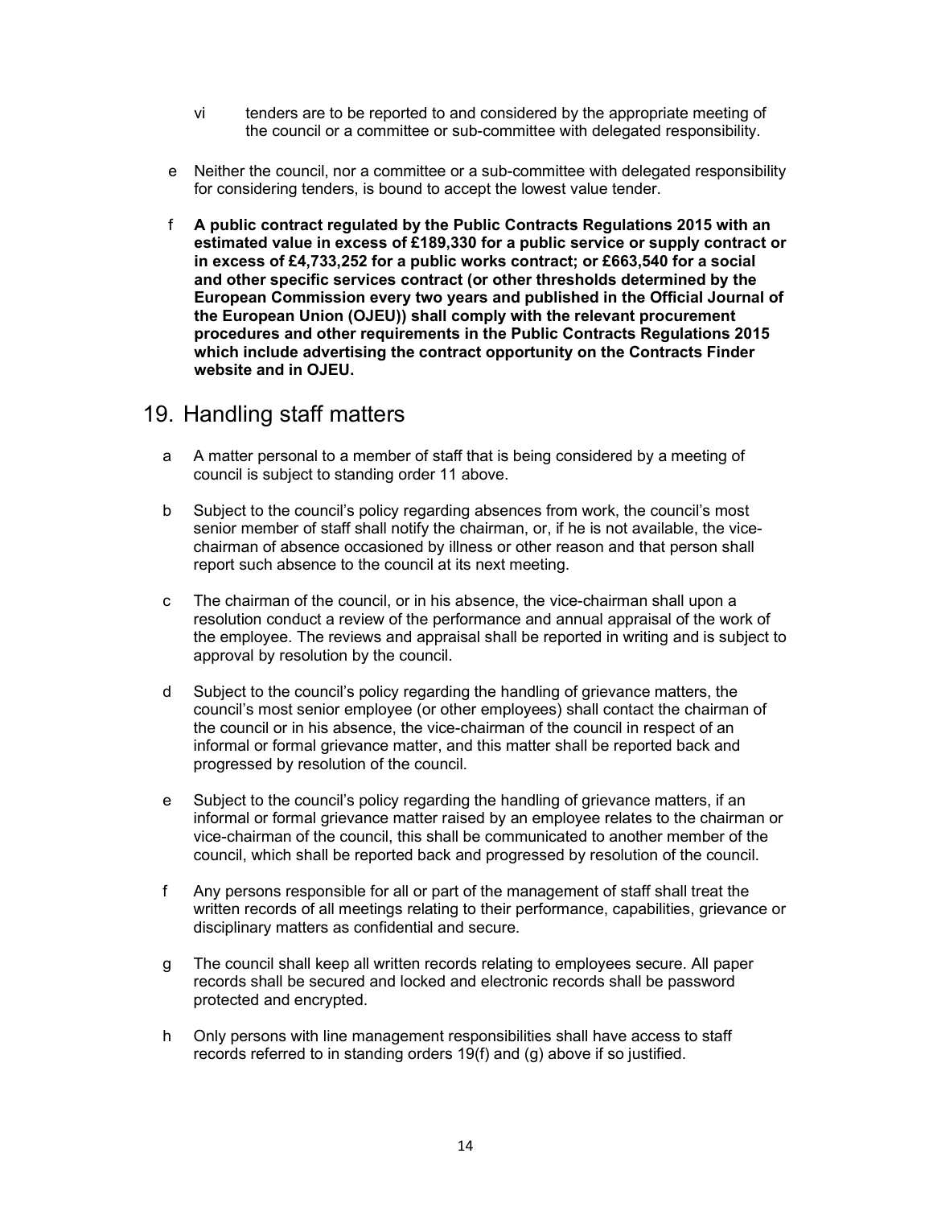vi tenders are to be reported to and considered by the appropriate meeting of the council or a committee or sub-committee with delegated responsibility.

e Neither the council, nor a committee or a sub-committee with delegated responsibility for considering tenders, is bound to accept the lowest value tender.

f **A public contract regulated by the Public Contracts Regulations 2015 with an estimated value in excess of £189,330 for a public service or supply contract or in excess of £4,733,252 for a public works contract; or £663,540 for a social and other specific services contract (or other thresholds determined by the European Commission every two years and published in the Official Journal of the European Union (OJEU)) shall comply with the relevant procurement procedures and other requirements in the Public Contracts Regulations 2015 which include advertising the contract opportunity on the Contracts Finder website and in OJEU.**

## 19. Handling staff matters

a A matter personal to a member of staff that is being considered by a meeting of council is subject to standing order 11 above.

b Subject to the council's policy regarding absences from work, the council's most senior member of staff shall notify the chairman, or, if he is not available, the vice-chairman of absence occasioned by illness or other reason and that person shall report such absence to the council at its next meeting.

c The chairman of the council, or in his absence, the vice-chairman shall upon a resolution conduct a review of the performance and annual appraisal of the work of the employee. The reviews and appraisal shall be reported in writing and is subject to approval by resolution by the council.

d Subject to the council's policy regarding the handling of grievance matters, the council's most senior employee (or other employees) shall contact the chairman of the council or in his absence, the vice-chairman of the council in respect of an informal or formal grievance matter, and this matter shall be reported back and progressed by resolution of the council.

e Subject to the council's policy regarding the handling of grievance matters, if an informal or formal grievance matter raised by an employee relates to the chairman or vice-chairman of the council, this shall be communicated to another member of the council, which shall be reported back and progressed by resolution of the council.

f Any persons responsible for all or part of the management of staff shall treat the written records of all meetings relating to their performance, capabilities, grievance or disciplinary matters as confidential and secure.

g The council shall keep all written records relating to employees secure. All paper records shall be secured and locked and electronic records shall be password protected and encrypted.

h Only persons with line management responsibilities shall have access to staff records referred to in standing orders 19(f) and (g) above if so justified.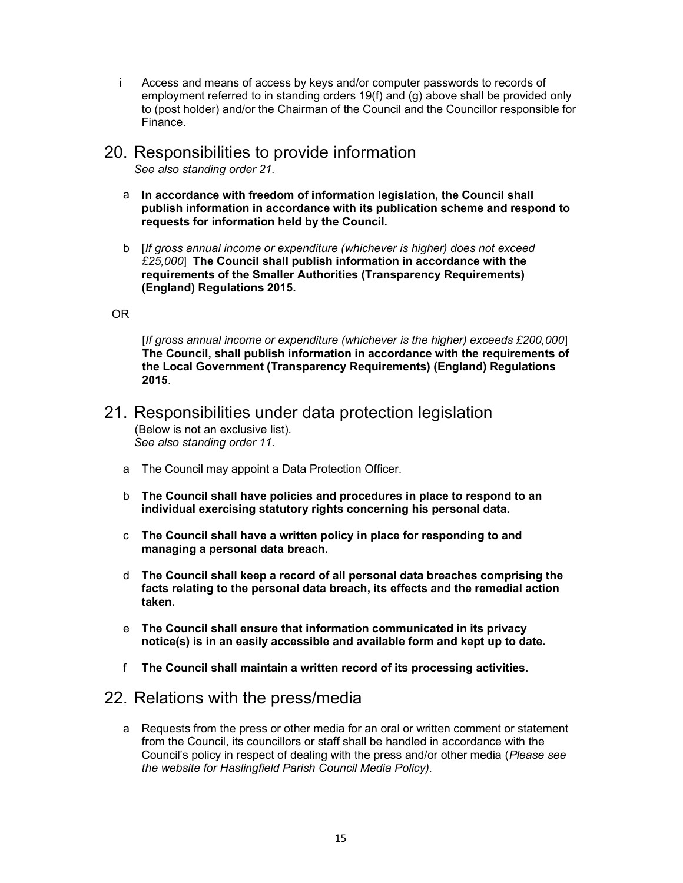i Access and means of access by keys and/or computer passwords to records of employment referred to in standing orders 19(f) and (g) above shall be provided only to (post holder) and/or the Chairman of the Council and the Councillor responsible for Finance.

# 20. Responsibilities to provide information

*See also standing order 21.*

a **In accordance with freedom of information legislation, the Council shall publish information in accordance with its publication scheme and respond to requests for information held by the Council.**

b [*If gross annual income or expenditure (whichever is higher) does not exceed £25,000*] **The Council shall publish information in accordance with the requirements of the Smaller Authorities (Transparency Requirements) (England) Regulations 2015.**

OR

[*If gross annual income or expenditure (whichever is the higher) exceeds £200,000*] **The Council, shall publish information in accordance with the requirements of the Local Government (Transparency Requirements) (England) Regulations 2015**.

# 21. Responsibilities under data protection legislation

(Below is not an exclusive list).
*See also standing order 11.*

a The Council may appoint a Data Protection Officer.

b **The Council shall have policies and procedures in place to respond to an individual exercising statutory rights concerning his personal data.**

c **The Council shall have a written policy in place for responding to and managing a personal data breach.**

d **The Council shall keep a record of all personal data breaches comprising the facts relating to the personal data breach, its effects and the remedial action taken.**

e **The Council shall ensure that information communicated in its privacy notice(s) is in an easily accessible and available form and kept up to date.**

f **The Council shall maintain a written record of its processing activities.**

# 22. Relations with the press/media

a Requests from the press or other media for an oral or written comment or statement from the Council, its councillors or staff shall be handled in accordance with the Council's policy in respect of dealing with the press and/or other media (*Please see the website for Haslingfield Parish Council Media Policy)*.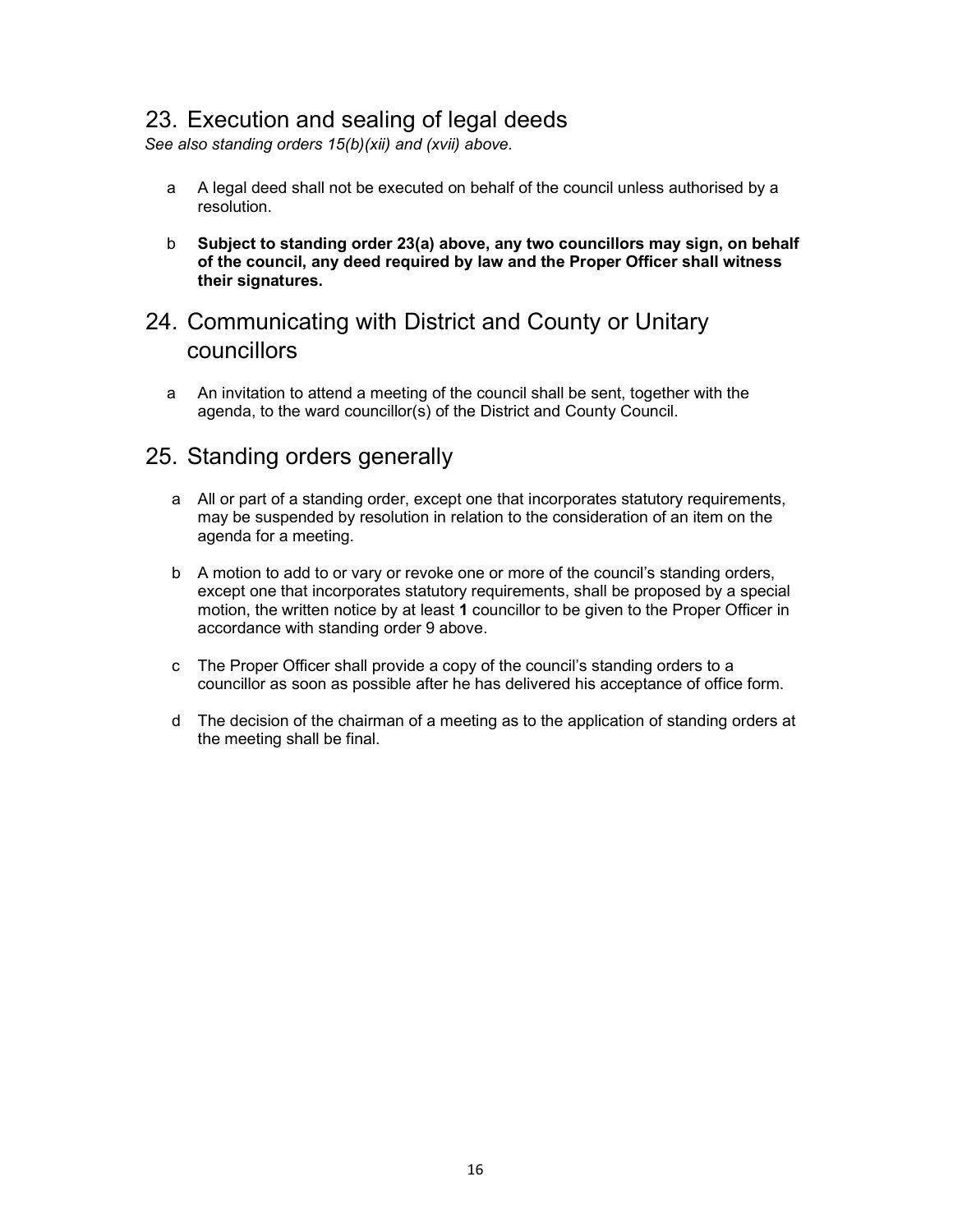## 23. Execution and sealing of legal deeds

*See also standing orders 15(b)(xii) and (xvii) above.*

a A legal deed shall not be executed on behalf of the council unless authorised by a resolution.

b **Subject to standing order 23(a) above, any two councillors may sign, on behalf of the council, any deed required by law and the Proper Officer shall witness their signatures.**

## 24. Communicating with District and County or Unitary councillors

a An invitation to attend a meeting of the council shall be sent, together with the agenda, to the ward councillor(s) of the District and County Council.

## 25. Standing orders generally

a All or part of a standing order, except one that incorporates statutory requirements, may be suspended by resolution in relation to the consideration of an item on the agenda for a meeting.

b A motion to add to or vary or revoke one or more of the council's standing orders, except one that incorporates statutory requirements, shall be proposed by a special motion, the written notice by at least **1** councillor to be given to the Proper Officer in accordance with standing order 9 above.

c The Proper Officer shall provide a copy of the council's standing orders to a councillor as soon as possible after he has delivered his acceptance of office form.

d The decision of the chairman of a meeting as to the application of standing orders at the meeting shall be final.